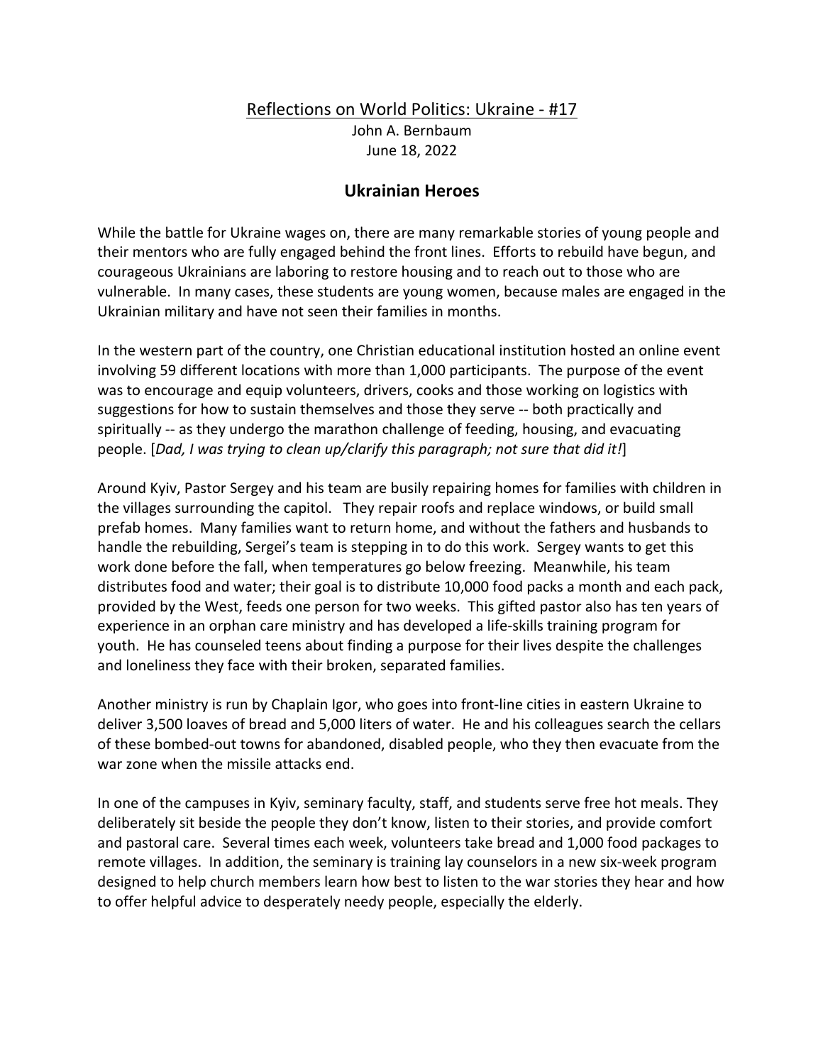Reflections on World Politics: Ukraine - #17

John A. Bernbaum

June 18, 2022

## Ukrainian Heroes

While the battle for Ukraine wages on, there are many remarkable stories of young people and their mentors who are fully engaged behind the front lines. Efforts to rebuild have begun, and courageous Ukrainians are laboring to restore housing and to reach out to those who are vulnerable. In many cases, these students are young women, because males are engaged in the Ukrainian military and have not seen their families in months.

In the western part of the country, one Christian educational institution hosted an online event involving 59 different locations with more than 1,000 participants. The purpose of the event was to encourage and equip volunteers, drivers, cooks and those working on logistics with suggestions for how to sustain themselves and those they serve -- both practically and spiritually -- as they undergo the marathon challenge of feeding, housing, and evacuating people. [*Dad, I was trying to clean up/clarify this paragraph; not sure that did it!*]

Around Kyiv, Pastor Sergey and his team are busily repairing homes for families with children in the villages surrounding the capitol. They repair roofs and replace windows, or build small prefab homes. Many families want to return home, and without the fathers and husbands to handle the rebuilding, Sergei's team is stepping in to do this work. Sergey wants to get this work done before the fall, when temperatures go below freezing. Meanwhile, his team distributes food and water; their goal is to distribute 10,000 food packs a month and each pack, provided by the West, feeds one person for two weeks. This gifted pastor also has ten years of experience in an orphan care ministry and has developed a life-skills training program for youth. He has counseled teens about finding a purpose for their lives despite the challenges and loneliness they face with their broken, separated families.

Another ministry is run by Chaplain Igor, who goes into front-line cities in eastern Ukraine to deliver 3,500 loaves of bread and 5,000 liters of water. He and his colleagues search the cellars of these bombed-out towns for abandoned, disabled people, who they then evacuate from the war zone when the missile attacks end.

In one of the campuses in Kyiv, seminary faculty, staff, and students serve free hot meals. They deliberately sit beside the people they don't know, listen to their stories, and provide comfort and pastoral care. Several times each week, volunteers take bread and 1,000 food packages to remote villages. In addition, the seminary is training lay counselors in a new six-week program designed to help church members learn how best to listen to the war stories they hear and how to offer helpful advice to desperately needy people, especially the elderly.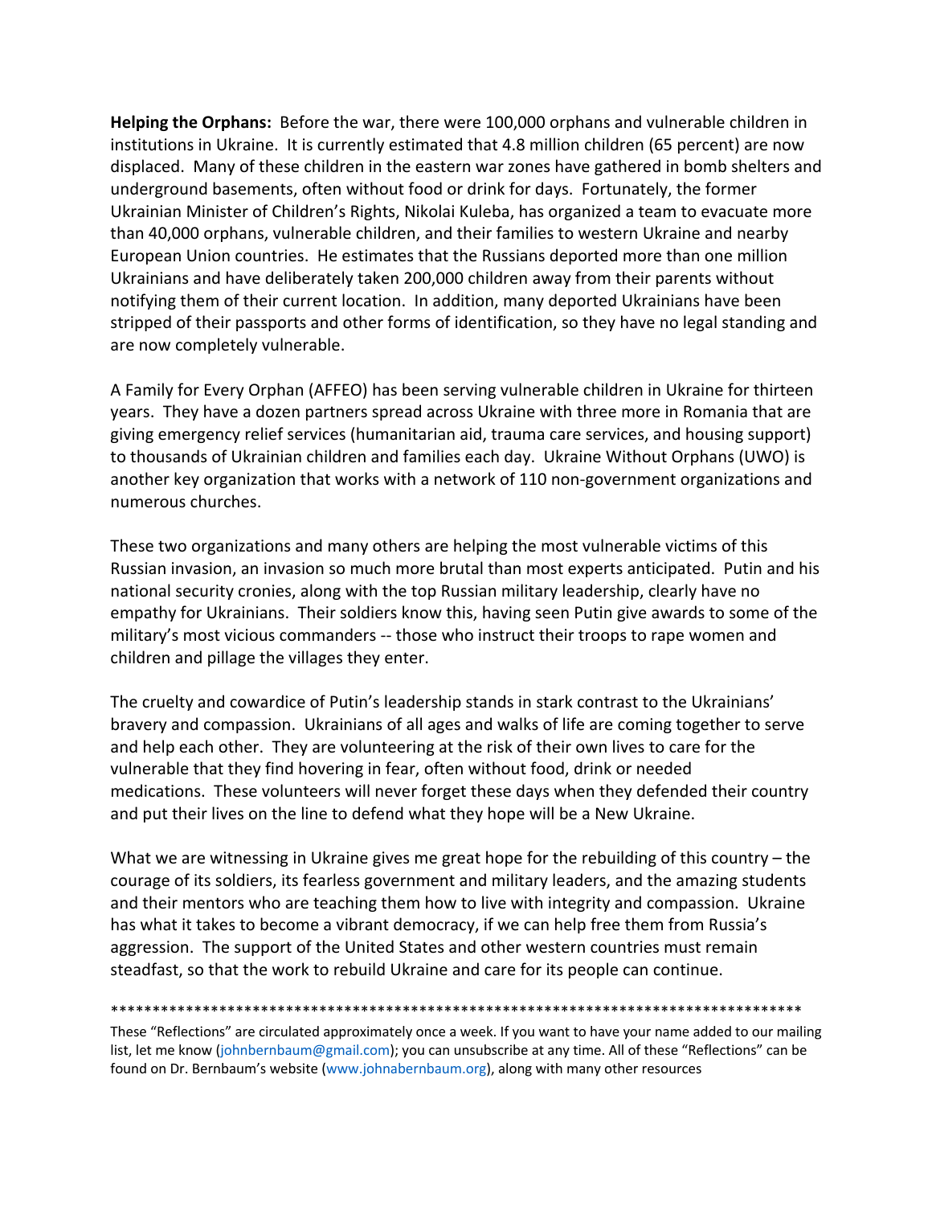**Helping the Orphans:** Before the war, there were 100,000 orphans and vulnerable children in institutions in Ukraine. It is currently estimated that 4.8 million children (65 percent) are now displaced. Many of these children in the eastern war zones have gathered in bomb shelters and underground basements, often without food or drink for days. Fortunately, the former Ukrainian Minister of Children's Rights, Nikolai Kuleba, has organized a team to evacuate more than 40,000 orphans, vulnerable children, and their families to western Ukraine and nearby European Union countries. He estimates that the Russians deported more than one million Ukrainians and have deliberately taken 200,000 children away from their parents without notifying them of their current location. In addition, many deported Ukrainians have been stripped of their passports and other forms of identification, so they have no legal standing and are now completely vulnerable.

A Family for Every Orphan (AFFEO) has been serving vulnerable children in Ukraine for thirteen years. They have a dozen partners spread across Ukraine with three more in Romania that are giving emergency relief services (humanitarian aid, trauma care services, and housing support) to thousands of Ukrainian children and families each day. Ukraine Without Orphans (UWO) is another key organization that works with a network of 110 non-government organizations and numerous churches.

These two organizations and many others are helping the most vulnerable victims of this Russian invasion, an invasion so much more brutal than most experts anticipated. Putin and his national security cronies, along with the top Russian military leadership, clearly have no empathy for Ukrainians. Their soldiers know this, having seen Putin give awards to some of the military's most vicious commanders -- those who instruct their troops to rape women and children and pillage the villages they enter.

The cruelty and cowardice of Putin's leadership stands in stark contrast to the Ukrainians' bravery and compassion. Ukrainians of all ages and walks of life are coming together to serve and help each other. They are volunteering at the risk of their own lives to care for the vulnerable that they find hovering in fear, often without food, drink or needed medications. These volunteers will never forget these days when they defended their country and put their lives on the line to defend what they hope will be a New Ukraine.

What we are witnessing in Ukraine gives me great hope for the rebuilding of this country – the courage of its soldiers, its fearless government and military leaders, and the amazing students and their mentors who are teaching them how to live with integrity and compassion. Ukraine has what it takes to become a vibrant democracy, if we can help free them from Russia's aggression. The support of the United States and other western countries must remain steadfast, so that the work to rebuild Ukraine and care for its people can continue.

************************************************************************************

These "Reflections" are circulated approximately once a week. If you want to have your name added to our mailing list, let me know (johnbernbaum@gmail.com); you can unsubscribe at any time. All of these "Reflections" can be found on Dr. Bernbaum's website (www.johnabernbaum.org), along with many other resources